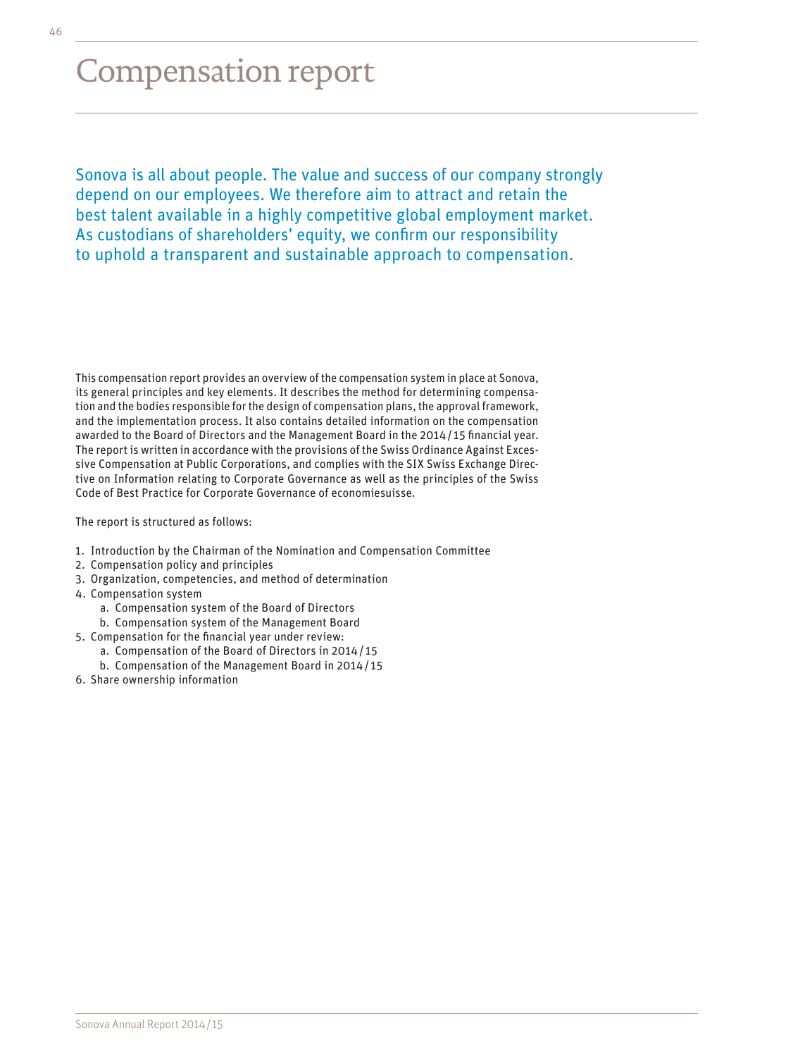# Compensation report

Sonova is all about people. The value and success of our company strongly depend on our employees. We therefore aim to attract and retain the best talent available in a highly competitive global employment market. As custodians of shareholders' equity, we confirm our responsibility to uphold a transparent and sustainable approach to compensation.

This compensation report provides an overview of the compensation system in place at Sonova, its general principles and key elements. It describes the method for determining compensation and the bodies responsible for the design of compensation plans, the approval framework, and the implementation process. It also contains detailed information on the compensation awarded to the Board of Directors and the Management Board in the 2014/15 financial year. The report is written in accordance with the provisions of the Swiss Ordinance Against Excessive Compensation at Public Corporations, and complies with the SIX Swiss Exchange Directive on Information relating to Corporate Governance as well as the principles of the Swiss Code of Best Practice for Corporate Governance of economiesuisse.

The report is structured as follows:

1. Introduction by the Chairman of the Nomination and Compensation Committee
2. Compensation policy and principles
3. Organization, competencies, and method of determination
4. Compensation system
   a. Compensation system of the Board of Directors
   b. Compensation system of the Management Board
5. Compensation for the financial year under review:
   a. Compensation of the Board of Directors in 2014/15
   b. Compensation of the Management Board in 2014/15
6. Share ownership information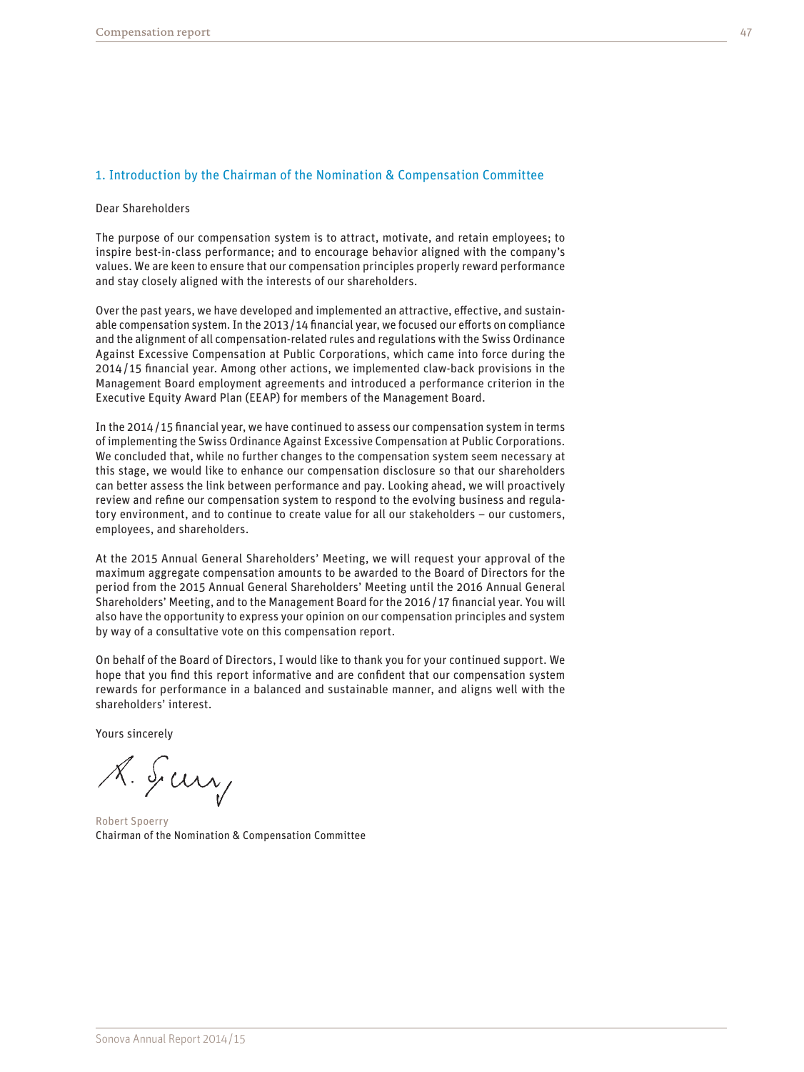## 1. Introduction by the Chairman of the Nomination & Compensation Committee

Dear Shareholders

The purpose of our compensation system is to attract, motivate, and retain employees; to inspire best-in-class performance; and to encourage behavior aligned with the company's values. We are keen to ensure that our compensation principles properly reward performance and stay closely aligned with the interests of our shareholders.

Over the past years, we have developed and implemented an attractive, effective, and sustainable compensation system. In the 2013 / 14 financial year, we focused our efforts on compliance and the alignment of all compensation-related rules and regulations with the Swiss Ordinance Against Excessive Compensation at Public Corporations, which came into force during the 2014 / 15 financial year. Among other actions, we implemented claw-back provisions in the Management Board employment agreements and introduced a performance criterion in the Executive Equity Award Plan (EEAP) for members of the Management Board.

In the 2014 / 15 financial year, we have continued to assess our compensation system in terms of implementing the Swiss Ordinance Against Excessive Compensation at Public Corporations. We concluded that, while no further changes to the compensation system seem necessary at this stage, we would like to enhance our compensation disclosure so that our shareholders can better assess the link between performance and pay. Looking ahead, we will proactively review and refine our compensation system to respond to the evolving business and regulatory environment, and to continue to create value for all our stakeholders – our customers, employees, and shareholders.

At the 2015 Annual General Shareholders' Meeting, we will request your approval of the maximum aggregate compensation amounts to be awarded to the Board of Directors for the period from the 2015 Annual General Shareholders' Meeting until the 2016 Annual General Shareholders' Meeting, and to the Management Board for the 2016 / 17 financial year. You will also have the opportunity to express your opinion on our compensation principles and system by way of a consultative vote on this compensation report.

On behalf of the Board of Directors, I would like to thank you for your continued support. We hope that you find this report informative and are confident that our compensation system rewards for performance in a balanced and sustainable manner, and aligns well with the shareholders' interest.

Yours sincerely

Robert Spoerry
Chairman of the Nomination & Compensation Committee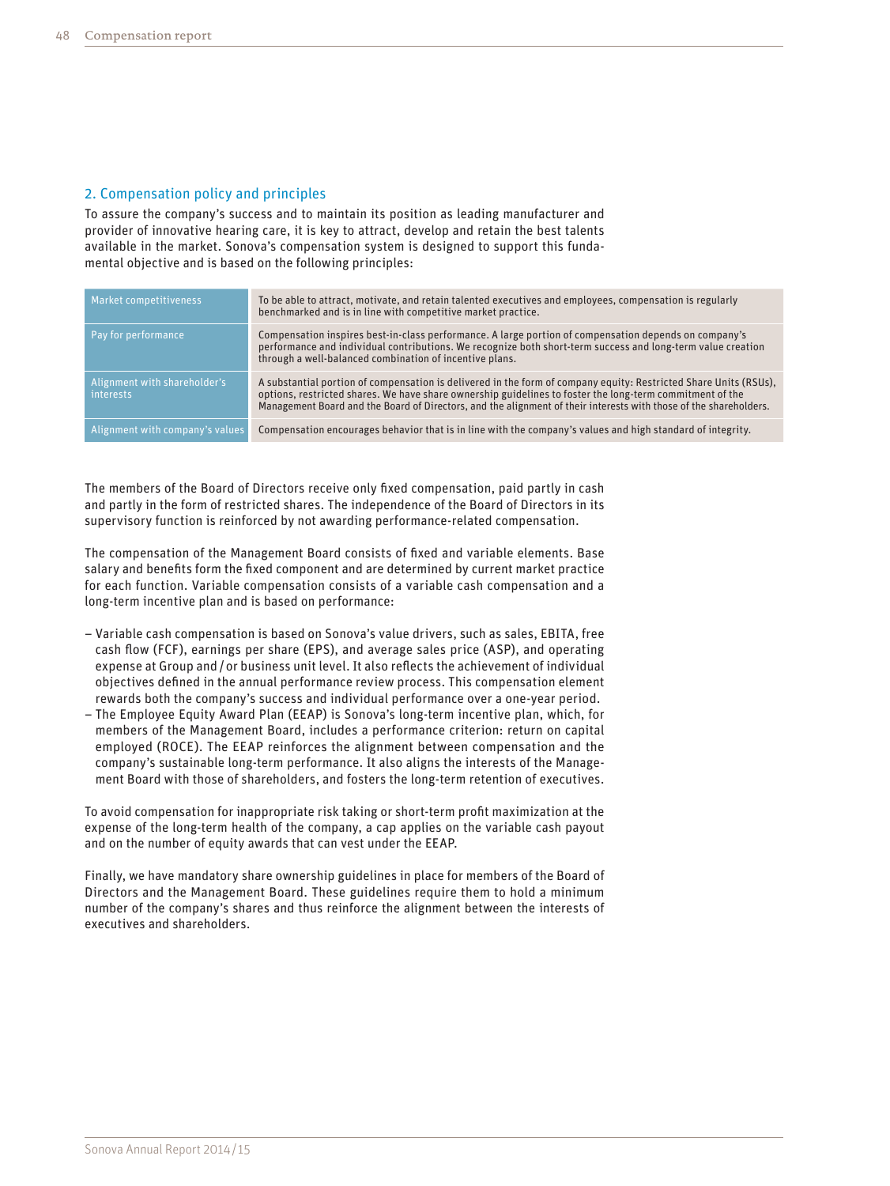## 2. Compensation policy and principles

To assure the company's success and to maintain its position as leading manufacturer and provider of innovative hearing care, it is key to attract, develop and retain the best talents available in the market. Sonova's compensation system is designed to support this fundamental objective and is based on the following principles:

| | |
|---|---|
| Market competitiveness | To be able to attract, motivate, and retain talented executives and employees, compensation is regularly benchmarked and is in line with competitive market practice. |
| Pay for performance | Compensation inspires best-in-class performance. A large portion of compensation depends on company's performance and individual contributions. We recognize both short-term success and long-term value creation through a well-balanced combination of incentive plans. |
| Alignment with shareholder's interests | A substantial portion of compensation is delivered in the form of company equity: Restricted Share Units (RSUs), options, restricted shares. We have share ownership guidelines to foster the long-term commitment of the Management Board and the Board of Directors, and the alignment of their interests with those of the shareholders. |
| Alignment with company's values | Compensation encourages behavior that is in line with the company's values and high standard of integrity. |

The members of the Board of Directors receive only fixed compensation, paid partly in cash and partly in the form of restricted shares. The independence of the Board of Directors in its supervisory function is reinforced by not awarding performance-related compensation.

The compensation of the Management Board consists of fixed and variable elements. Base salary and benefits form the fixed component and are determined by current market practice for each function. Variable compensation consists of a variable cash compensation and a long-term incentive plan and is based on performance:

- Variable cash compensation is based on Sonova's value drivers, such as sales, EBITA, free cash flow (FCF), earnings per share (EPS), and average sales price (ASP), and operating expense at Group and / or business unit level. It also reflects the achievement of individual objectives defined in the annual performance review process. This compensation element rewards both the company's success and individual performance over a one-year period.
- The Employee Equity Award Plan (EEAP) is Sonova's long-term incentive plan, which, for members of the Management Board, includes a performance criterion: return on capital employed (ROCE). The EEAP reinforces the alignment between compensation and the company's sustainable long-term performance. It also aligns the interests of the Management Board with those of shareholders, and fosters the long-term retention of executives.

To avoid compensation for inappropriate risk taking or short-term profit maximization at the expense of the long-term health of the company, a cap applies on the variable cash payout and on the number of equity awards that can vest under the EEAP.

Finally, we have mandatory share ownership guidelines in place for members of the Board of Directors and the Management Board. These guidelines require them to hold a minimum number of the company's shares and thus reinforce the alignment between the interests of executives and shareholders.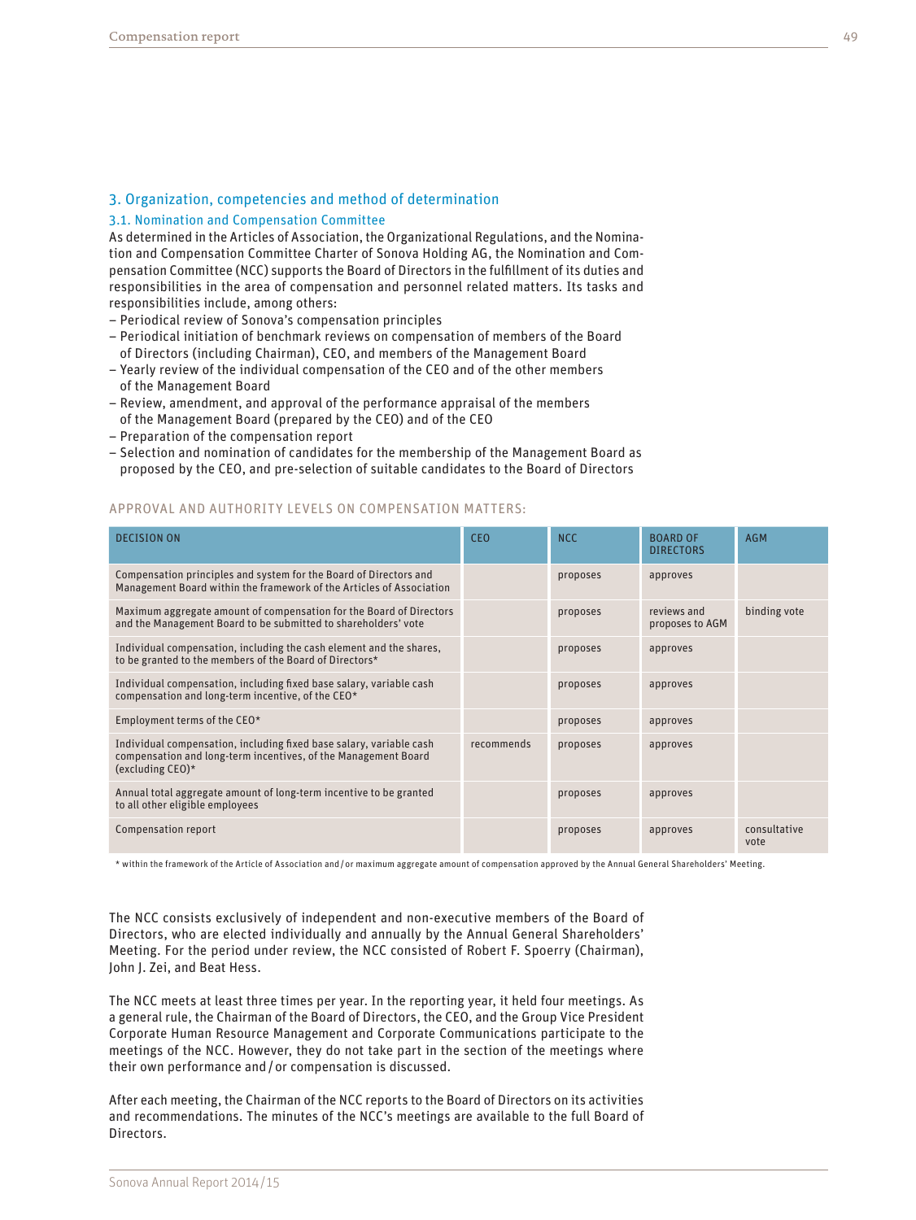## 3. Organization, competencies and method of determination

### 3.1. Nomination and Compensation Committee

As determined in the Articles of Association, the Organizational Regulations, and the Nomination and Compensation Committee Charter of Sonova Holding AG, the Nomination and Compensation Committee (NCC) supports the Board of Directors in the fulfillment of its duties and responsibilities in the area of compensation and personnel related matters. Its tasks and responsibilities include, among others:

- Periodical review of Sonova's compensation principles
- Periodical initiation of benchmark reviews on compensation of members of the Board of Directors (including Chairman), CEO, and members of the Management Board
- Yearly review of the individual compensation of the CEO and of the other members of the Management Board
- Review, amendment, and approval of the performance appraisal of the members of the Management Board (prepared by the CEO) and of the CEO
- Preparation of the compensation report
- Selection and nomination of candidates for the membership of the Management Board as proposed by the CEO, and pre-selection of suitable candidates to the Board of Directors

APPROVAL AND AUTHORITY LEVELS ON COMPENSATION MATTERS:

| DECISION ON | CEO | NCC | BOARD OF DIRECTORS | AGM |
|---|---|---|---|---|
| Compensation principles and system for the Board of Directors and Management Board within the framework of the Articles of Association | | proposes | approves | |
| Maximum aggregate amount of compensation for the Board of Directors and the Management Board to be submitted to shareholders' vote | | proposes | reviews and proposes to AGM | binding vote |
| Individual compensation, including the cash element and the shares, to be granted to the members of the Board of Directors* | | proposes | approves | |
| Individual compensation, including fixed base salary, variable cash compensation and long-term incentive, of the CEO* | | proposes | approves | |
| Employment terms of the CEO* | | proposes | approves | |
| Individual compensation, including fixed base salary, variable cash compensation and long-term incentives, of the Management Board (excluding CEO)* | recommends | proposes | approves | |
| Annual total aggregate amount of long-term incentive to be granted to all other eligible employees | | proposes | approves | |
| Compensation report | | proposes | approves | consultative vote |

\* within the framework of the Article of Association and / or maximum aggregate amount of compensation approved by the Annual General Shareholders' Meeting.

The NCC consists exclusively of independent and non-executive members of the Board of Directors, who are elected individually and annually by the Annual General Shareholders' Meeting. For the period under review, the NCC consisted of Robert F. Spoerry (Chairman), John J. Zei, and Beat Hess.

The NCC meets at least three times per year. In the reporting year, it held four meetings. As a general rule, the Chairman of the Board of Directors, the CEO, and the Group Vice President Corporate Human Resource Management and Corporate Communications participate to the meetings of the NCC. However, they do not take part in the section of the meetings where their own performance and / or compensation is discussed.

After each meeting, the Chairman of the NCC reports to the Board of Directors on its activities and recommendations. The minutes of the NCC's meetings are available to the full Board of Directors.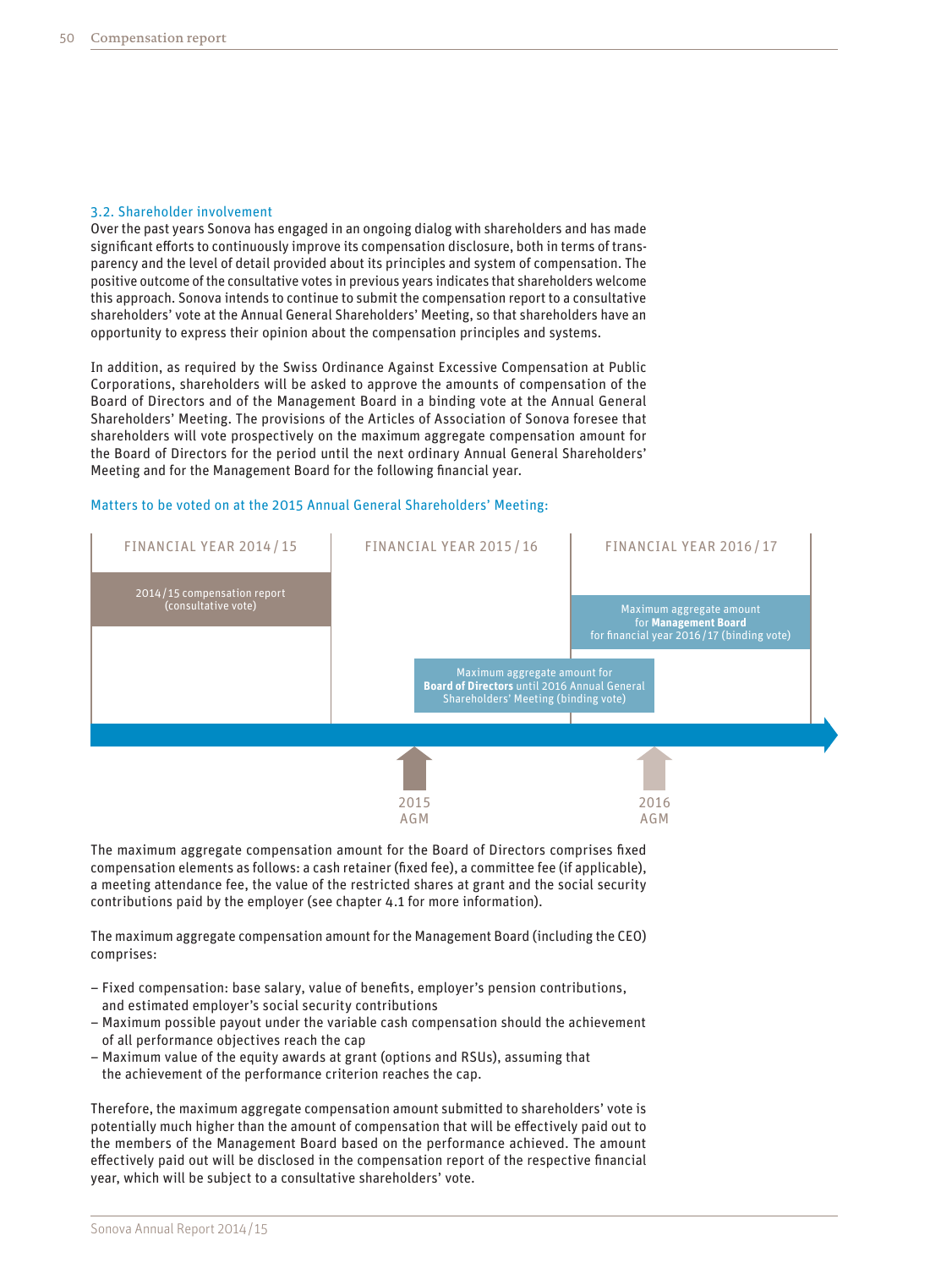### 3.2. Shareholder involvement

Over the past years Sonova has engaged in an ongoing dialog with shareholders and has made significant efforts to continuously improve its compensation disclosure, both in terms of transparency and the level of detail provided about its principles and system of compensation. The positive outcome of the consultative votes in previous years indicates that shareholders welcome this approach. Sonova intends to continue to submit the compensation report to a consultative shareholders' vote at the Annual General Shareholders' Meeting, so that shareholders have an opportunity to express their opinion about the compensation principles and systems.

In addition, as required by the Swiss Ordinance Against Excessive Compensation at Public Corporations, shareholders will be asked to approve the amounts of compensation of the Board of Directors and of the Management Board in a binding vote at the Annual General Shareholders' Meeting. The provisions of the Articles of Association of Sonova foresee that shareholders will vote prospectively on the maximum aggregate compensation amount for the Board of Directors for the period until the next ordinary Annual General Shareholders' Meeting and for the Management Board for the following financial year.

Matters to be voted on at the 2015 Annual General Shareholders' Meeting:

| FINANCIAL YEAR 2014/15 | FINANCIAL YEAR 2015/16 | FINANCIAL YEAR 2016/17 |
|---|---|---|
| 2014/15 compensation report (consultative vote) | | Maximum aggregate amount for **Management Board** for financial year 2016/17 (binding vote) |
| | Maximum aggregate amount for **Board of Directors** until 2016 Annual General Shareholders' Meeting (binding vote) | |
| | 2015 AGM | 2016 AGM |

The maximum aggregate compensation amount for the Board of Directors comprises fixed compensation elements as follows: a cash retainer (fixed fee), a committee fee (if applicable), a meeting attendance fee, the value of the restricted shares at grant and the social security contributions paid by the employer (see chapter 4.1 for more information).

The maximum aggregate compensation amount for the Management Board (including the CEO) comprises:

- Fixed compensation: base salary, value of benefits, employer's pension contributions, and estimated employer's social security contributions
- Maximum possible payout under the variable cash compensation should the achievement of all performance objectives reach the cap
- Maximum value of the equity awards at grant (options and RSUs), assuming that the achievement of the performance criterion reaches the cap.

Therefore, the maximum aggregate compensation amount submitted to shareholders' vote is potentially much higher than the amount of compensation that will be effectively paid out to the members of the Management Board based on the performance achieved. The amount effectively paid out will be disclosed in the compensation report of the respective financial year, which will be subject to a consultative shareholders' vote.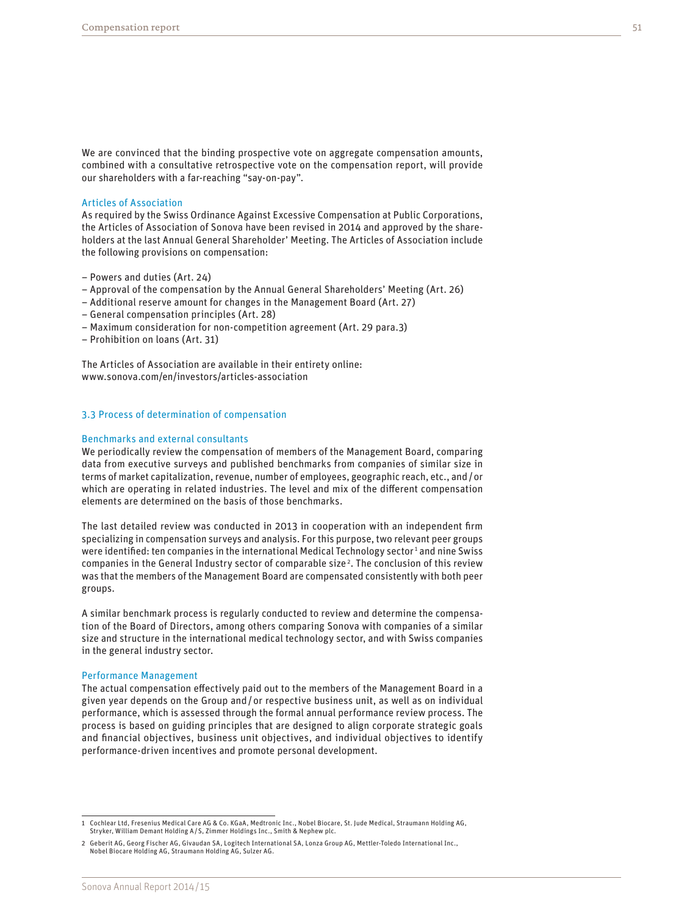We are convinced that the binding prospective vote on aggregate compensation amounts, combined with a consultative retrospective vote on the compensation report, will provide our shareholders with a far-reaching "say-on-pay".

### Articles of Association

As required by the Swiss Ordinance Against Excessive Compensation at Public Corporations, the Articles of Association of Sonova have been revised in 2014 and approved by the shareholders at the last Annual General Shareholder' Meeting. The Articles of Association include the following provisions on compensation:

– Powers and duties (Art. 24)
– Approval of the compensation by the Annual General Shareholders' Meeting (Art. 26)
– Additional reserve amount for changes in the Management Board (Art. 27)
– General compensation principles (Art. 28)
– Maximum consideration for non-competition agreement (Art. 29 para.3)
– Prohibition on loans (Art. 31)

The Articles of Association are available in their entirety online:
www.sonova.com/en/investors/articles-association

## 3.3 Process of determination of compensation

### Benchmarks and external consultants

We periodically review the compensation of members of the Management Board, comparing data from executive surveys and published benchmarks from companies of similar size in terms of market capitalization, revenue, number of employees, geographic reach, etc., and / or which are operating in related industries. The level and mix of the different compensation elements are determined on the basis of those benchmarks.

The last detailed review was conducted in 2013 in cooperation with an independent firm specializing in compensation surveys and analysis. For this purpose, two relevant peer groups were identified: ten companies in the international Medical Technology sector[1] and nine Swiss companies in the General Industry sector of comparable size[2]. The conclusion of this review was that the members of the Management Board are compensated consistently with both peer groups.

A similar benchmark process is regularly conducted to review and determine the compensation of the Board of Directors, among others comparing Sonova with companies of a similar size and structure in the international medical technology sector, and with Swiss companies in the general industry sector.

### Performance Management

The actual compensation effectively paid out to the members of the Management Board in a given year depends on the Group and / or respective business unit, as well as on individual performance, which is assessed through the formal annual performance review process. The process is based on guiding principles that are designed to align corporate strategic goals and financial objectives, business unit objectives, and individual objectives to identify performance-driven incentives and promote personal development.

---

1 Cochlear Ltd, Fresenius Medical Care AG & Co. KGaA, Medtronic Inc., Nobel Biocare, St. Jude Medical, Straumann Holding AG, Stryker, William Demant Holding A / S, Zimmer Holdings Inc., Smith & Nephew plc.

2 Geberit AG, Georg Fischer AG, Givaudan SA, Logitech International SA, Lonza Group AG, Mettler-Toledo International Inc., Nobel Biocare Holding AG, Straumann Holding AG, Sulzer AG.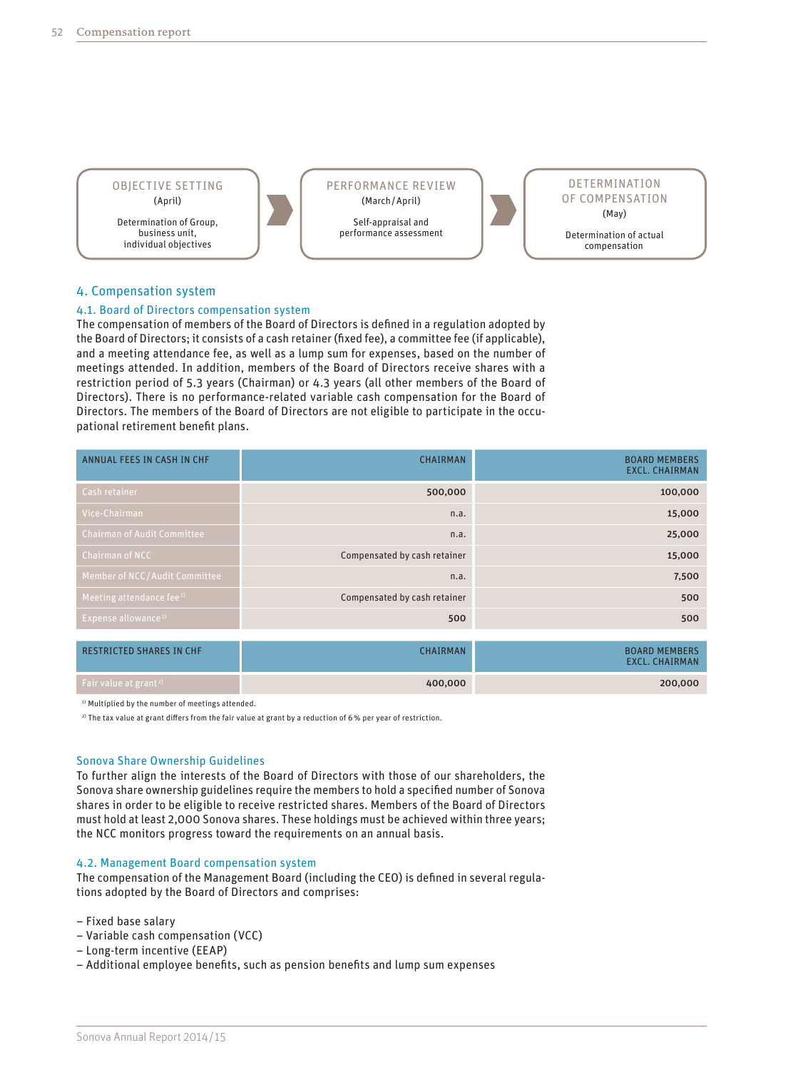OBJECTIVE SETTING (April) — Determination of Group, business unit, individual objectives

PERFORMANCE REVIEW (March/April) — Self-appraisal and performance assessment

DETERMINATION OF COMPENSATION (May) — Determination of actual compensation

## 4. Compensation system

### 4.1. Board of Directors compensation system

The compensation of members of the Board of Directors is defined in a regulation adopted by the Board of Directors; it consists of a cash retainer (fixed fee), a committee fee (if applicable), and a meeting attendance fee, as well as a lump sum for expenses, based on the number of meetings attended. In addition, members of the Board of Directors receive shares with a restriction period of 5.3 years (Chairman) or 4.3 years (all other members of the Board of Directors). There is no performance-related variable cash compensation for the Board of Directors. The members of the Board of Directors are not eligible to participate in the occupational retirement benefit plans.

| ANNUAL FEES IN CASH IN CHF | CHAIRMAN | BOARD MEMBERS EXCL. CHAIRMAN |
|---|---|---|
| Cash retainer | 500,000 | 100,000 |
| Vice-Chairman | n.a. | 15,000 |
| Chairman of Audit Committee | n.a. | 25,000 |
| Chairman of NCC | Compensated by cash retainer | 15,000 |
| Member of NCC/Audit Committee | n.a. | 7,500 |
| Meeting attendance fee[1] | Compensated by cash retainer | 500 |
| Expense allowance[1] | 500 | 500 |

| RESTRICTED SHARES IN CHF | CHAIRMAN | BOARD MEMBERS EXCL. CHAIRMAN |
|---|---|---|
| Fair value at grant[2] | 400,000 | 200,000 |

[1] Multiplied by the number of meetings attended.

[2] The tax value at grant differs from the fair value at grant by a reduction of 6% per year of restriction.

### Sonova Share Ownership Guidelines

To further align the interests of the Board of Directors with those of our shareholders, the Sonova share ownership guidelines require the members to hold a specified number of Sonova shares in order to be eligible to receive restricted shares. Members of the Board of Directors must hold at least 2,000 Sonova shares. These holdings must be achieved within three years; the NCC monitors progress toward the requirements on an annual basis.

### 4.2. Management Board compensation system

The compensation of the Management Board (including the CEO) is defined in several regulations adopted by the Board of Directors and comprises:

- Fixed base salary
- Variable cash compensation (VCC)
- Long-term incentive (EEAP)
- Additional employee benefits, such as pension benefits and lump sum expenses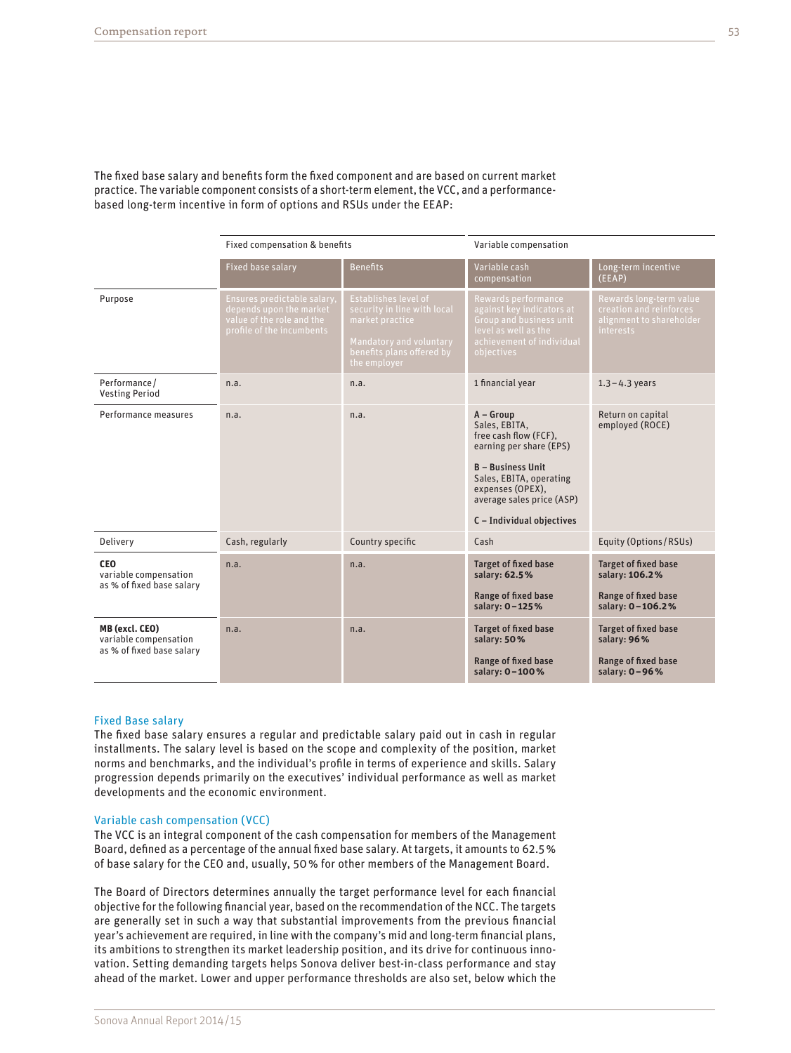The fixed base salary and benefits form the fixed component and are based on current market practice. The variable component consists of a short-term element, the VCC, and a performance-based long-term incentive in form of options and RSUs under the EEAP:

| | Fixed compensation & benefits | | Variable compensation | |
|---|---|---|---|---|
| | Fixed base salary | Benefits | Variable cash compensation | Long-term incentive (EEAP) |
| Purpose | Ensures predictable salary, depends upon the market value of the role and the profile of the incumbents | Establishes level of security in line with local market practice<br><br>Mandatory and voluntary benefits plans offered by the employer | Rewards performance against key indicators at Group and business unit level as well as the achievement of individual objectives | Rewards long-term value creation and reinforces alignment to shareholder interests |
| Performance / Vesting Period | n.a. | n.a. | 1 financial year | 1.3 – 4.3 years |
| Performance measures | n.a. | n.a. | **A – Group**<br>Sales, EBITA, free cash flow (FCF), earning per share (EPS)<br><br>**B – Business Unit**<br>Sales, EBITA, operating expenses (OPEX), average sales price (ASP)<br><br>**C – Individual objectives** | Return on capital employed (ROCE) |
| Delivery | Cash, regularly | Country specific | Cash | Equity (Options / RSUs) |
| **CEO** variable compensation as % of fixed base salary | n.a. | n.a. | **Target of fixed base salary: 62.5%**<br><br>**Range of fixed base salary: 0 – 125%** | **Target of fixed base salary: 106.2%**<br><br>**Range of fixed base salary: 0 – 106.2%** |
| **MB (excl. CEO)** variable compensation as % of fixed base salary | n.a. | n.a. | **Target of fixed base salary: 50%**<br><br>**Range of fixed base salary: 0 – 100%** | **Target of fixed base salary: 96%**<br><br>**Range of fixed base salary: 0 – 96%** |

## Fixed Base salary

The fixed base salary ensures a regular and predictable salary paid out in cash in regular installments. The salary level is based on the scope and complexity of the position, market norms and benchmarks, and the individual's profile in terms of experience and skills. Salary progression depends primarily on the executives' individual performance as well as market developments and the economic environment.

## Variable cash compensation (VCC)

The VCC is an integral component of the cash compensation for members of the Management Board, defined as a percentage of the annual fixed base salary. At targets, it amounts to 62.5% of base salary for the CEO and, usually, 50% for other members of the Management Board.

The Board of Directors determines annually the target performance level for each financial objective for the following financial year, based on the recommendation of the NCC. The targets are generally set in such a way that substantial improvements from the previous financial year's achievement are required, in line with the company's mid and long-term financial plans, its ambitions to strengthen its market leadership position, and its drive for continuous innovation. Setting demanding targets helps Sonova deliver best-in-class performance and stay ahead of the market. Lower and upper performance thresholds are also set, below which the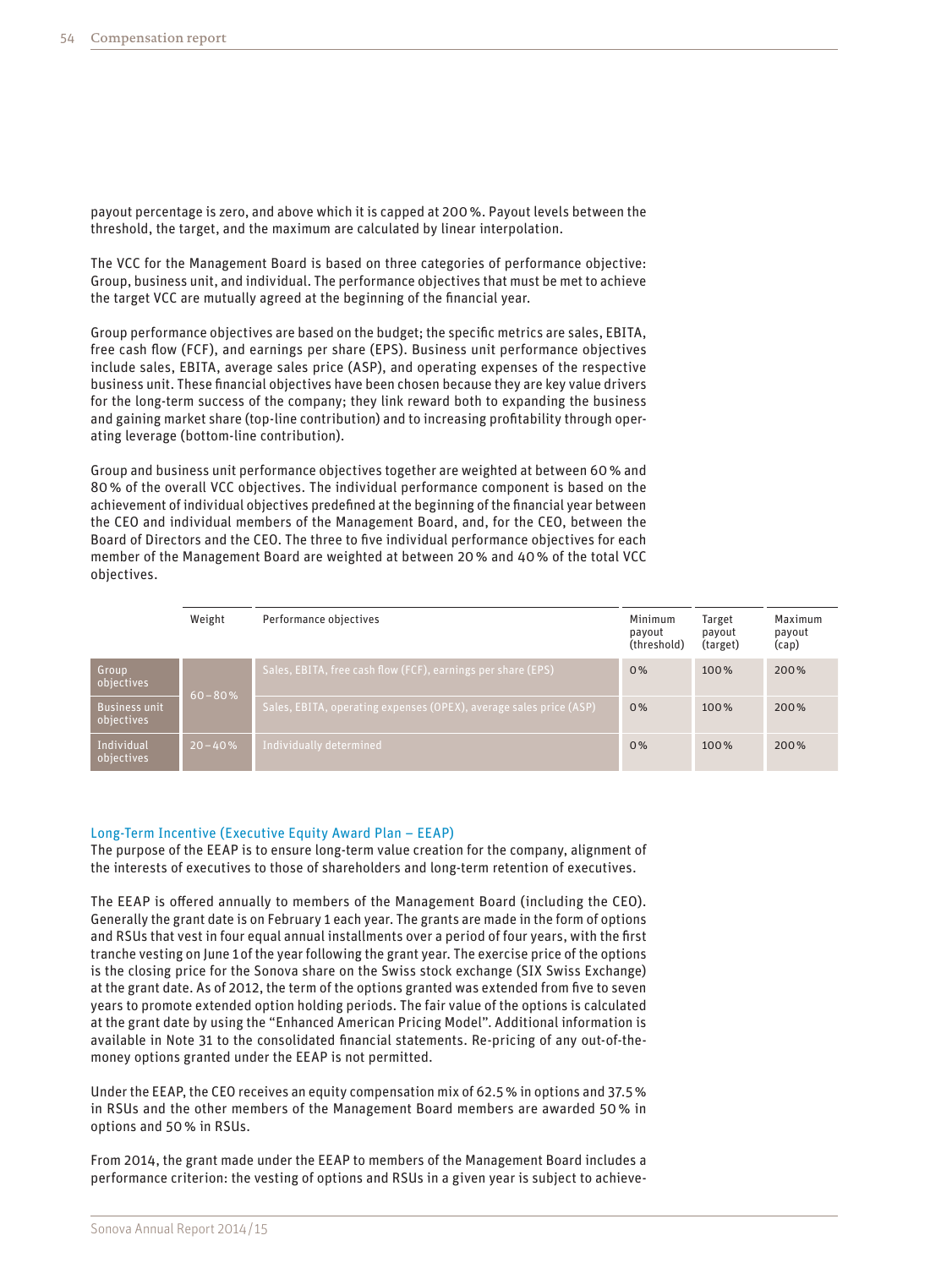payout percentage is zero, and above which it is capped at 200 %. Payout levels between the threshold, the target, and the maximum are calculated by linear interpolation.

The VCC for the Management Board is based on three categories of performance objective: Group, business unit, and individual. The performance objectives that must be met to achieve the target VCC are mutually agreed at the beginning of the financial year.

Group performance objectives are based on the budget; the specific metrics are sales, EBITA, free cash flow (FCF), and earnings per share (EPS). Business unit performance objectives include sales, EBITA, average sales price (ASP), and operating expenses of the respective business unit. These financial objectives have been chosen because they are key value drivers for the long-term success of the company; they link reward both to expanding the business and gaining market share (top-line contribution) and to increasing profitability through operating leverage (bottom-line contribution).

Group and business unit performance objectives together are weighted at between 60 % and 80 % of the overall VCC objectives. The individual performance component is based on the achievement of individual objectives predefined at the beginning of the financial year between the CEO and individual members of the Management Board, and, for the CEO, between the Board of Directors and the CEO. The three to five individual performance objectives for each member of the Management Board are weighted at between 20 % and 40 % of the total VCC objectives.

| | Weight | Performance objectives | Minimum payout (threshold) | Target payout (target) | Maximum payout (cap) |
|---|---|---|---|---|---|
| Group objectives | 60 – 80 % | Sales, EBITA, free cash flow (FCF), earnings per share (EPS) | 0 % | 100 % | 200 % |
| Business unit objectives | | Sales, EBITA, operating expenses (OPEX), average sales price (ASP) | 0 % | 100 % | 200 % |
| Individual objectives | 20 – 40 % | Individually determined | 0 % | 100 % | 200 % |

### Long-Term Incentive (Executive Equity Award Plan – EEAP)

The purpose of the EEAP is to ensure long-term value creation for the company, alignment of the interests of executives to those of shareholders and long-term retention of executives.

The EEAP is offered annually to members of the Management Board (including the CEO). Generally the grant date is on February 1 each year. The grants are made in the form of options and RSUs that vest in four equal annual installments over a period of four years, with the first tranche vesting on June 1 of the year following the grant year. The exercise price of the options is the closing price for the Sonova share on the Swiss stock exchange (SIX Swiss Exchange) at the grant date. As of 2012, the term of the options granted was extended from five to seven years to promote extended option holding periods. The fair value of the options is calculated at the grant date by using the "Enhanced American Pricing Model". Additional information is available in Note 31 to the consolidated financial statements. Re-pricing of any out-of-the-money options granted under the EEAP is not permitted.

Under the EEAP, the CEO receives an equity compensation mix of 62.5 % in options and 37.5 % in RSUs and the other members of the Management Board members are awarded 50 % in options and 50 % in RSUs.

From 2014, the grant made under the EEAP to members of the Management Board includes a performance criterion: the vesting of options and RSUs in a given year is subject to achieve-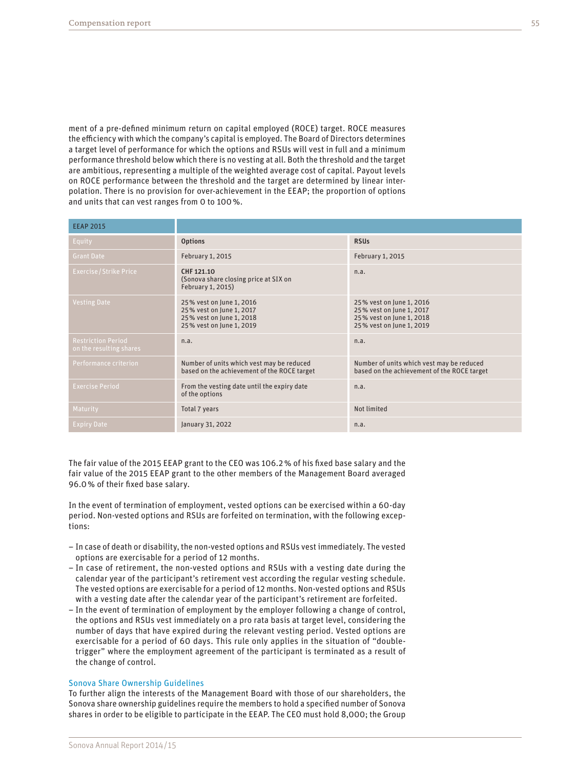ment of a pre-defined minimum return on capital employed (ROCE) target. ROCE measures the efficiency with which the company's capital is employed. The Board of Directors determines a target level of performance for which the options and RSUs will vest in full and a minimum performance threshold below which there is no vesting at all. Both the threshold and the target are ambitious, representing a multiple of the weighted average cost of capital. Payout levels on ROCE performance between the threshold and the target are determined by linear interpolation. There is no provision for over-achievement in the EEAP; the proportion of options and units that can vest ranges from 0 to 100 %.

| EEAP 2015 | | |
|---|---|---|
| Equity | **Options** | **RSUs** |
| Grant Date | February 1, 2015 | February 1, 2015 |
| Exercise/Strike Price | **CHF 121.10**<br>(Sonova share closing price at SIX on February 1, 2015) | n.a. |
| Vesting Date | 25% vest on June 1, 2016<br>25% vest on June 1, 2017<br>25% vest on June 1, 2018<br>25% vest on June 1, 2019 | 25% vest on June 1, 2016<br>25% vest on June 1, 2017<br>25% vest on June 1, 2018<br>25% vest on June 1, 2019 |
| Restriction Period on the resulting shares | n.a. | n.a. |
| Performance criterion | Number of units which vest may be reduced based on the achievement of the ROCE target | Number of units which vest may be reduced based on the achievement of the ROCE target |
| Exercise Period | From the vesting date until the expiry date of the options | n.a. |
| Maturity | Total 7 years | Not limited |
| Expiry Date | January 31, 2022 | n.a. |

The fair value of the 2015 EEAP grant to the CEO was 106.2 % of his fixed base salary and the fair value of the 2015 EEAP grant to the other members of the Management Board averaged 96.0 % of their fixed base salary.

In the event of termination of employment, vested options can be exercised within a 60-day period. Non-vested options and RSUs are forfeited on termination, with the following exceptions:

- In case of death or disability, the non-vested options and RSUs vest immediately. The vested options are exercisable for a period of 12 months.
- In case of retirement, the non-vested options and RSUs with a vesting date during the calendar year of the participant's retirement vest according the regular vesting schedule. The vested options are exercisable for a period of 12 months. Non-vested options and RSUs with a vesting date after the calendar year of the participant's retirement are forfeited.
- In the event of termination of employment by the employer following a change of control, the options and RSUs vest immediately on a pro rata basis at target level, considering the number of days that have expired during the relevant vesting period. Vested options are exercisable for a period of 60 days. This rule only applies in the situation of "double-trigger" where the employment agreement of the participant is terminated as a result of the change of control.

### Sonova Share Ownership Guidelines

To further align the interests of the Management Board with those of our shareholders, the Sonova share ownership guidelines require the members to hold a specified number of Sonova shares in order to be eligible to participate in the EEAP. The CEO must hold 8,000; the Group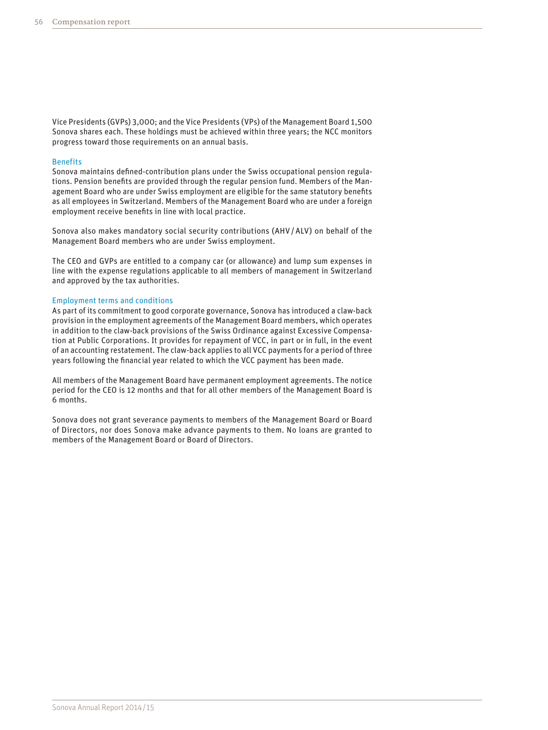Vice Presidents (GVPs) 3,000; and the Vice Presidents (VPs) of the Management Board 1,500 Sonova shares each. These holdings must be achieved within three years; the NCC monitors progress toward those requirements on an annual basis.

### Benefits

Sonova maintains defined-contribution plans under the Swiss occupational pension regulations. Pension benefits are provided through the regular pension fund. Members of the Management Board who are under Swiss employment are eligible for the same statutory benefits as all employees in Switzerland. Members of the Management Board who are under a foreign employment receive benefits in line with local practice.

Sonova also makes mandatory social security contributions (AHV / ALV) on behalf of the Management Board members who are under Swiss employment.

The CEO and GVPs are entitled to a company car (or allowance) and lump sum expenses in line with the expense regulations applicable to all members of management in Switzerland and approved by the tax authorities.

### Employment terms and conditions

As part of its commitment to good corporate governance, Sonova has introduced a claw-back provision in the employment agreements of the Management Board members, which operates in addition to the claw-back provisions of the Swiss Ordinance against Excessive Compensation at Public Corporations. It provides for repayment of VCC, in part or in full, in the event of an accounting restatement. The claw-back applies to all VCC payments for a period of three years following the financial year related to which the VCC payment has been made.

All members of the Management Board have permanent employment agreements. The notice period for the CEO is 12 months and that for all other members of the Management Board is 6 months.

Sonova does not grant severance payments to members of the Management Board or Board of Directors, nor does Sonova make advance payments to them. No loans are granted to members of the Management Board or Board of Directors.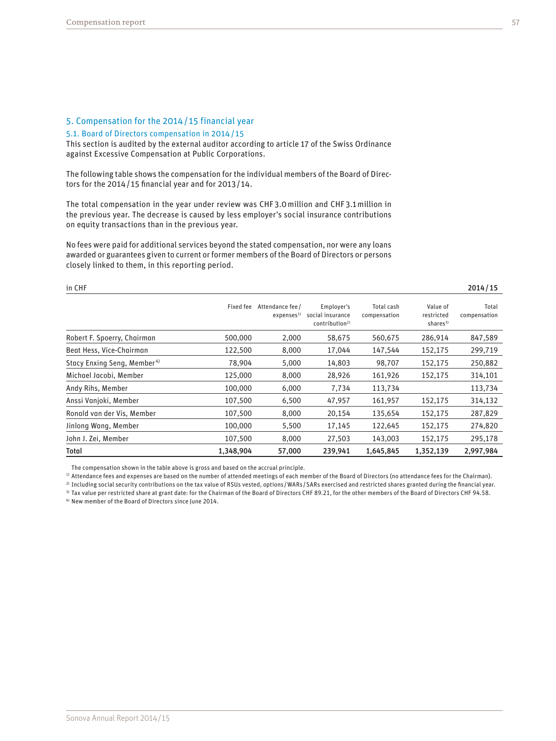## 5. Compensation for the 2014 / 15 financial year

### 5.1. Board of Directors compensation in 2014 / 15

This section is audited by the external auditor according to article 17 of the Swiss Ordinance against Excessive Compensation at Public Corporations.

The following table shows the compensation for the individual members of the Board of Directors for the 2014 / 15 financial year and for 2013 / 14.

The total compensation in the year under review was CHF 3.0 million and CHF 3.1 million in the previous year. The decrease is caused by less employer's social insurance contributions on equity transactions than in the previous year.

No fees were paid for additional services beyond the stated compensation, nor were any loans awarded or guarantees given to current or former members of the Board of Directors or persons closely linked to them, in this reporting period.

| in CHF | | | | | | 2014 / 15 |
|---|---|---|---|---|---|---|
| | Fixed fee | Attendance fee / expenses[1] | Employer's social insurance contribution[2] | Total cash compensation | Value of restricted shares[3] | Total compensation |
| Robert F. Spoerry, Chairman | 500,000 | 2,000 | 58,675 | 560,675 | 286,914 | 847,589 |
| Beat Hess, Vice-Chairman | 122,500 | 8,000 | 17,044 | 147,544 | 152,175 | 299,719 |
| Stacy Enxing Seng, Member[4] | 78,904 | 5,000 | 14,803 | 98,707 | 152,175 | 250,882 |
| Michael Jacobi, Member | 125,000 | 8,000 | 28,926 | 161,926 | 152,175 | 314,101 |
| Andy Rihs, Member | 100,000 | 6,000 | 7,734 | 113,734 | | 113,734 |
| Anssi Vanjoki, Member | 107,500 | 6,500 | 47,957 | 161,957 | 152,175 | 314,132 |
| Ronald van der Vis, Member | 107,500 | 8,000 | 20,154 | 135,654 | 152,175 | 287,829 |
| Jinlong Wang, Member | 100,000 | 5,500 | 17,145 | 122,645 | 152,175 | 274,820 |
| John J. Zei, Member | 107,500 | 8,000 | 27,503 | 143,003 | 152,175 | 295,178 |
| **Total** | **1,348,904** | **57,000** | **239,941** | **1,645,845** | **1,352,139** | **2,997,984** |

The compensation shown in the table above is gross and based on the accrual principle.

[1] Attendance fees and expenses are based on the number of attended meetings of each member of the Board of Directors (no attendance fees for the Chairman).

[2] Including social security contributions on the tax value of RSUs vested, options / WARs / SARs exercised and restricted shares granted during the financial year.

[3] Tax value per restricted share at grant date: for the Chairman of the Board of Directors CHF 89.21, for the other members of the Board of Directors CHF 94.58.

[4] New member of the Board of Directors since June 2014.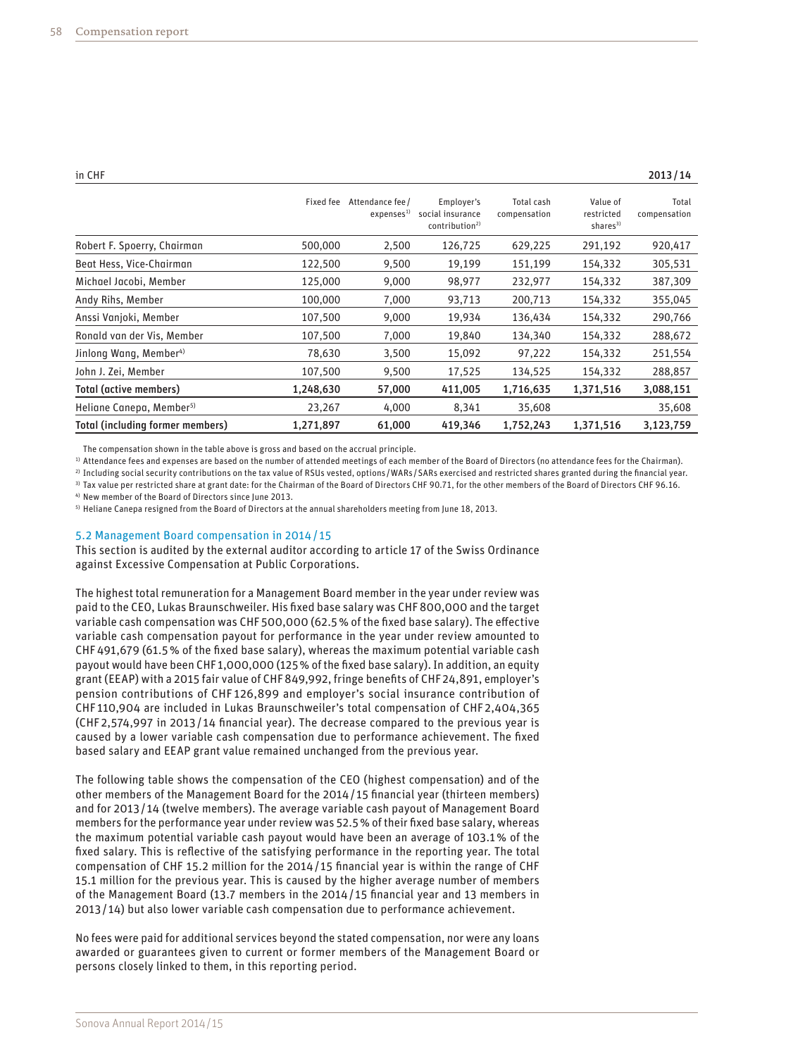| in CHF | | | | | | 2013/14 |
|---|---|---|---|---|---|---|
| | Fixed fee | Attendance fee / expenses[1] | Employer's social insurance contribution[2] | Total cash compensation | Value of restricted shares[3] | Total compensation |
| Robert F. Spoerry, Chairman | 500,000 | 2,500 | 126,725 | 629,225 | 291,192 | 920,417 |
| Beat Hess, Vice-Chairman | 122,500 | 9,500 | 19,199 | 151,199 | 154,332 | 305,531 |
| Michael Jacobi, Member | 125,000 | 9,000 | 98,977 | 232,977 | 154,332 | 387,309 |
| Andy Rihs, Member | 100,000 | 7,000 | 93,713 | 200,713 | 154,332 | 355,045 |
| Anssi Vanjoki, Member | 107,500 | 9,000 | 19,934 | 136,434 | 154,332 | 290,766 |
| Ronald van der Vis, Member | 107,500 | 7,000 | 19,840 | 134,340 | 154,332 | 288,672 |
| Jinlong Wang, Member[4] | 78,630 | 3,500 | 15,092 | 97,222 | 154,332 | 251,554 |
| John J. Zei, Member | 107,500 | 9,500 | 17,525 | 134,525 | 154,332 | 288,857 |
| **Total (active members)** | **1,248,630** | **57,000** | **411,005** | **1,716,635** | **1,371,516** | **3,088,151** |
| Heliane Canepa, Member[5] | 23,267 | 4,000 | 8,341 | 35,608 | | 35,608 |
| **Total (including former members)** | **1,271,897** | **61,000** | **419,346** | **1,752,243** | **1,371,516** | **3,123,759** |

The compensation shown in the table above is gross and based on the accrual principle.

[1] Attendance fees and expenses are based on the number of attended meetings of each member of the Board of Directors (no attendance fees for the Chairman).

[2] Including social security contributions on the tax value of RSUs vested, options / WARs / SARs exercised and restricted shares granted during the financial year.

[3] Tax value per restricted share at grant date: for the Chairman of the Board of Directors CHF 90.71, for the other members of the Board of Directors CHF 96.16.

[4] New member of the Board of Directors since June 2013.

[5] Heliane Canepa resigned from the Board of Directors at the annual shareholders meeting from June 18, 2013.

### 5.2 Management Board compensation in 2014 / 15

This section is audited by the external auditor according to article 17 of the Swiss Ordinance against Excessive Compensation at Public Corporations.

The highest total remuneration for a Management Board member in the year under review was paid to the CEO, Lukas Braunschweiler. His fixed base salary was CHF 800,000 and the target variable cash compensation was CHF 500,000 (62.5 % of the fixed base salary). The effective variable cash compensation payout for performance in the year under review amounted to CHF 491,679 (61.5 % of the fixed base salary), whereas the maximum potential variable cash payout would have been CHF 1,000,000 (125 % of the fixed base salary). In addition, an equity grant (EEAP) with a 2015 fair value of CHF 849,992, fringe benefits of CHF 24,891, employer's pension contributions of CHF 126,899 and employer's social insurance contribution of CHF 110,904 are included in Lukas Braunschweiler's total compensation of CHF 2,404,365 (CHF 2,574,997 in 2013 / 14 financial year). The decrease compared to the previous year is caused by a lower variable cash compensation due to performance achievement. The fixed based salary and EEAP grant value remained unchanged from the previous year.

The following table shows the compensation of the CEO (highest compensation) and of the other members of the Management Board for the 2014 / 15 financial year (thirteen members) and for 2013 / 14 (twelve members). The average variable cash payout of Management Board members for the performance year under review was 52.5 % of their fixed base salary, whereas the maximum potential variable cash payout would have been an average of 103.1 % of the fixed salary. This is reflective of the satisfying performance in the reporting year. The total compensation of CHF 15.2 million for the 2014 / 15 financial year is within the range of CHF 15.1 million for the previous year. This is caused by the higher average number of members of the Management Board (13.7 members in the 2014 / 15 financial year and 13 members in 2013 / 14) but also lower variable cash compensation due to performance achievement.

No fees were paid for additional services beyond the stated compensation, nor were any loans awarded or guarantees given to current or former members of the Management Board or persons closely linked to them, in this reporting period.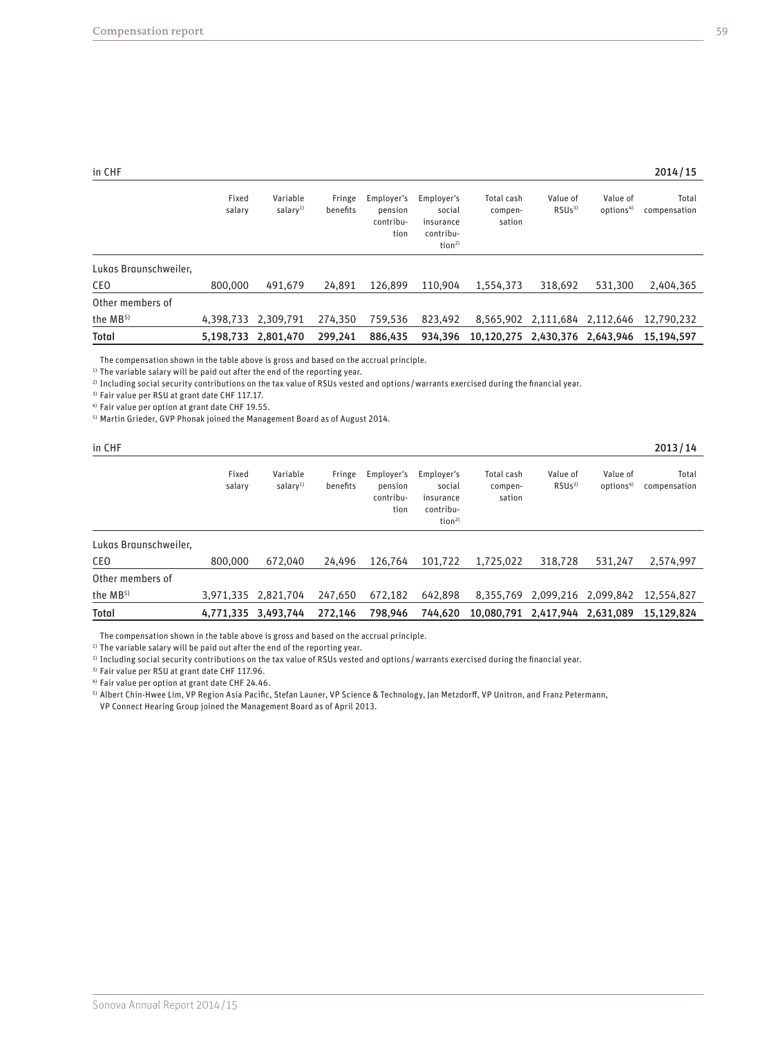in CHF — 2014/15

| | Fixed salary | Variable salary[1] | Fringe benefits | Employer's pension contribution | Employer's social insurance contribution[2] | Total cash compensation | Value of RSUs[3] | Value of options[4] | Total compensation |
|---|---|---|---|---|---|---|---|---|---|
| Lukas Braunschweiler, CEO | 800,000 | 491,679 | 24,891 | 126,899 | 110,904 | 1,554,373 | 318,692 | 531,300 | 2,404,365 |
| Other members of the MB[5] | 4,398,733 | 2,309,791 | 274,350 | 759,536 | 823,492 | 8,565,902 | 2,111,684 | 2,112,646 | 12,790,232 |
| **Total** | **5,198,733** | **2,801,470** | **299,241** | **886,435** | **934,396** | **10,120,275** | **2,430,376** | **2,643,946** | **15,194,597** |

The compensation shown in the table above is gross and based on the accrual principle.

[1] The variable salary will be paid out after the end of the reporting year.

[2] Including social security contributions on the tax value of RSUs vested and options / warrants exercised during the financial year.

[3] Fair value per RSU at grant date CHF 117.17.

[4] Fair value per option at grant date CHF 19.55.

[5] Martin Grieder, GVP Phonak joined the Management Board as of August 2014.

in CHF — 2013/14

| | Fixed salary | Variable salary[1] | Fringe benefits | Employer's pension contribution | Employer's social insurance contribution[2] | Total cash compensation | Value of RSUs[3] | Value of options[4] | Total compensation |
|---|---|---|---|---|---|---|---|---|---|
| Lukas Braunschweiler, CEO | 800,000 | 672,040 | 24,496 | 126,764 | 101,722 | 1,725,022 | 318,728 | 531,247 | 2,574,997 |
| Other members of the MB[5] | 3,971,335 | 2,821,704 | 247,650 | 672,182 | 642,898 | 8,355,769 | 2,099,216 | 2,099,842 | 12,554,827 |
| **Total** | **4,771,335** | **3,493,744** | **272,146** | **798,946** | **744,620** | **10,080,791** | **2,417,944** | **2,631,089** | **15,129,824** |

The compensation shown in the table above is gross and based on the accrual principle.

[1] The variable salary will be paid out after the end of the reporting year.

[2] Including social security contributions on the tax value of RSUs vested and options / warrants exercised during the financial year.

[3] Fair value per RSU at grant date CHF 117.96.

[4] Fair value per option at grant date CHF 24.46.

[5] Albert Chin-Hwee Lim, VP Region Asia Pacific, Stefan Launer, VP Science & Technology, Jan Metzdorff, VP Unitron, and Franz Petermann, VP Connect Hearing Group joined the Management Board as of April 2013.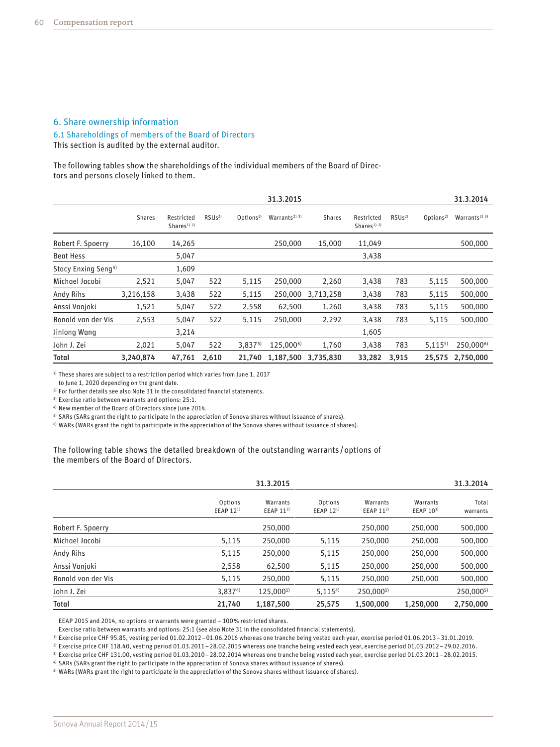## 6. Share ownership information

### 6.1 Shareholdings of members of the Board of Directors

This section is audited by the external auditor.

The following tables show the shareholdings of the individual members of the Board of Directors and persons closely linked to them.

| | 31.3.2015 | | | | | 31.3.2014 | | | | |
|---|---|---|---|---|---|---|---|---|---|---|
| | Shares | Restricted Shares[1) 2)] | RSUs[2)] | Options[2)] | Warrants[2) 3)] | Shares | Restricted Shares[1) 2)] | RSUs[2)] | Options[2)] | Warrants[2) 3)] |
| Robert F. Spoerry | 16,100 | 14,265 | | | 250,000 | 15,000 | 11,049 | | | 500,000 |
| Beat Hess | | 5,047 | | | | | 3,438 | | | |
| Stacy Enxing Seng[4)] | | 1,609 | | | | | | | | |
| Michael Jacobi | 2,521 | 5,047 | 522 | 5,115 | 250,000 | 2,260 | 3,438 | 783 | 5,115 | 500,000 |
| Andy Rihs | 3,216,158 | 3,438 | 522 | 5,115 | 250,000 | 3,713,258 | 3,438 | 783 | 5,115 | 500,000 |
| Anssi Vanjoki | 1,521 | 5,047 | 522 | 2,558 | 62,500 | 1,260 | 3,438 | 783 | 5,115 | 500,000 |
| Ronald van der Vis | 2,553 | 5,047 | 522 | 5,115 | 250,000 | 2,292 | 3,438 | 783 | 5,115 | 500,000 |
| Jinlong Wang | | 3,214 | | | | | 1,605 | | | |
| John J. Zei | 2,021 | 5,047 | 522 | 3,837[5)] | 125,000[6)] | 1,760 | 3,438 | 783 | 5,115[5)] | 250,000[6)] |
| **Total** | **3,240,874** | **47,761** | **2,610** | **21,740** | **1,187,500** | **3,735,830** | **33,282** | **3,915** | **25,575** | **2,750,000** |

1) These shares are subject to a restriction period which varies from June 1, 2017 to June 1, 2020 depending on the grant date.
2) For further details see also Note 31 in the consolidated financial statements.
3) Exercise ratio between warrants and options: 25:1.
4) New member of the Board of Directors since June 2014.
5) SARs (SARs grant the right to participate in the appreciation of Sonova shares without issuance of shares).
6) WARs (WARs grant the right to participate in the appreciation of the Sonova shares without issuance of shares).

The following table shows the detailed breakdown of the outstanding warrants / options of the members of the Board of Directors.

| | 31.3.2015 | | 31.3.2014 | | | |
|---|---|---|---|---|---|---|
| | Options EEAP 12[1)] | Warrants EEAP 11[2)] | Options EEAP 12[1)] | Warrants EEAP 11[2)] | Warrants EEAP 10[3)] | Total warrants |
| Robert F. Spoerry | | 250,000 | | 250,000 | 250,000 | 500,000 |
| Michael Jacobi | 5,115 | 250,000 | 5,115 | 250,000 | 250,000 | 500,000 |
| Andy Rihs | 5,115 | 250,000 | 5,115 | 250,000 | 250,000 | 500,000 |
| Anssi Vanjoki | 2,558 | 62,500 | 5,115 | 250,000 | 250,000 | 500,000 |
| Ronald van der Vis | 5,115 | 250,000 | 5,115 | 250,000 | 250,000 | 500,000 |
| John J. Zei | 3,837[4)] | 125,000[5)] | 5,115[4)] | 250,000[5)] | | 250,000[5)] |
| **Total** | **21,740** | **1,187,500** | **25,575** | **1,500,000** | **1,250,000** | **2,750,000** |

EEAP 2015 and 2014, no options or warrants were granted – 100% restricted shares.
Exercise ratio between warrants and options: 25:1 (see also Note 31 in the consolidated financial statements).
1) Exercise price CHF 95.85, vesting period 01.02.2012 – 01.06.2016 whereas one tranche being vested each year, exercise period 01.06.2013 – 31.01.2019.
2) Exercise price CHF 118.40, vesting period 01.03.2011 – 28.02.2015 whereas one tranche being vested each year, exercise period 01.03.2012 – 29.02.2016.
3) Exercise price CHF 131.00, vesting period 01.03.2010 – 28.02.2014 whereas one tranche being vested each year, exercise period 01.03.2011 – 28.02.2015.
4) SARs (SARs grant the right to participate in the appreciation of Sonova shares without issuance of shares).
5) WARs (WARs grant the right to participate in the appreciation of the Sonova shares without issuance of shares).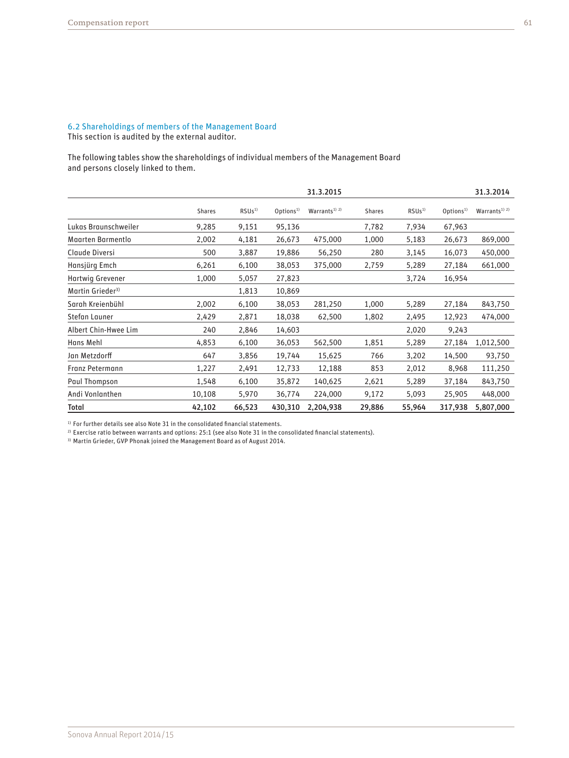### 6.2 Shareholdings of members of the Management Board

This section is audited by the external auditor.

The following tables show the shareholdings of individual members of the Management Board and persons closely linked to them.

| | 31.3.2015 | | | | 31.3.2014 | | | |
|---|---|---|---|---|---|---|---|---|
| | Shares | RSUs[1] | Options[1] | Warrants[1) 2)] | Shares | RSUs[1] | Options[1] | Warrants[1) 2)] |
| Lukas Braunschweiler | 9,285 | 9,151 | 95,136 | | 7,782 | 7,934 | 67,963 | |
| Maarten Barmentlo | 2,002 | 4,181 | 26,673 | 475,000 | 1,000 | 5,183 | 26,673 | 869,000 |
| Claude Diversi | 500 | 3,887 | 19,886 | 56,250 | 280 | 3,145 | 16,073 | 450,000 |
| Hansjürg Emch | 6,261 | 6,100 | 38,053 | 375,000 | 2,759 | 5,289 | 27,184 | 661,000 |
| Hartwig Grevener | 1,000 | 5,057 | 27,823 | | | 3,724 | 16,954 | |
| Martin Grieder[3] | | 1,813 | 10,869 | | | | | |
| Sarah Kreienbühl | 2,002 | 6,100 | 38,053 | 281,250 | 1,000 | 5,289 | 27,184 | 843,750 |
| Stefan Launer | 2,429 | 2,871 | 18,038 | 62,500 | 1,802 | 2,495 | 12,923 | 474,000 |
| Albert Chin-Hwee Lim | 240 | 2,846 | 14,603 | | | 2,020 | 9,243 | |
| Hans Mehl | 4,853 | 6,100 | 36,053 | 562,500 | 1,851 | 5,289 | 27,184 | 1,012,500 |
| Jan Metzdorff | 647 | 3,856 | 19,744 | 15,625 | 766 | 3,202 | 14,500 | 93,750 |
| Franz Petermann | 1,227 | 2,491 | 12,733 | 12,188 | 853 | 2,012 | 8,968 | 111,250 |
| Paul Thompson | 1,548 | 6,100 | 35,872 | 140,625 | 2,621 | 5,289 | 37,184 | 843,750 |
| Andi Vonlanthen | 10,108 | 5,970 | 36,774 | 224,000 | 9,172 | 5,093 | 25,905 | 448,000 |
| **Total** | **42,102** | **66,523** | **430,310** | **2,204,938** | **29,886** | **55,964** | **317,938** | **5,807,000** |

[1] For further details see also Note 31 in the consolidated financial statements.
[2] Exercise ratio between warrants and options: 25:1 (see also Note 31 in the consolidated financial statements).
[3] Martin Grieder, GVP Phonak joined the Management Board as of August 2014.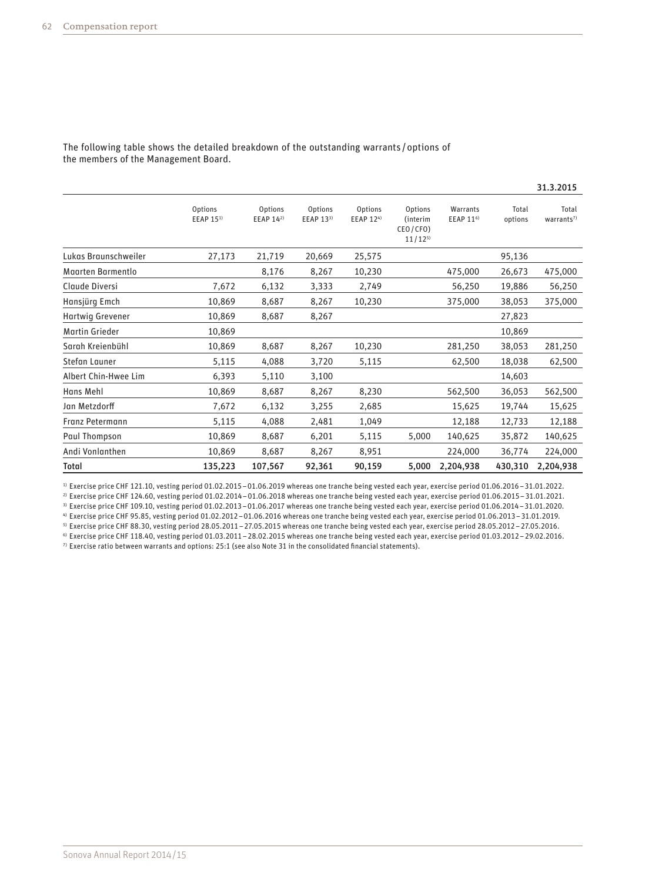The following table shows the detailed breakdown of the outstanding warrants / options of the members of the Management Board.

| | | | | | | | | 31.3.2015 |
|---|---|---|---|---|---|---|---|---|
| | Options EEAP 15[1] | Options EEAP 14[2] | Options EEAP 13[3] | Options EEAP 12[4] | Options (interim CEO / CFO) 11 / 12[5] | Warrants EEAP 11[6] | Total options | Total warrants[7] |
| Lukas Braunschweiler | 27,173 | 21,719 | 20,669 | 25,575 | | | 95,136 | |
| Maarten Barmentlo | | 8,176 | 8,267 | 10,230 | | 475,000 | 26,673 | 475,000 |
| Claude Diversi | 7,672 | 6,132 | 3,333 | 2,749 | | 56,250 | 19,886 | 56,250 |
| Hansjürg Emch | 10,869 | 8,687 | 8,267 | 10,230 | | 375,000 | 38,053 | 375,000 |
| Hartwig Grevener | 10,869 | 8,687 | 8,267 | | | | 27,823 | |
| Martin Grieder | 10,869 | | | | | | 10,869 | |
| Sarah Kreienbühl | 10,869 | 8,687 | 8,267 | 10,230 | | 281,250 | 38,053 | 281,250 |
| Stefan Launer | 5,115 | 4,088 | 3,720 | 5,115 | | 62,500 | 18,038 | 62,500 |
| Albert Chin-Hwee Lim | 6,393 | 5,110 | 3,100 | | | | 14,603 | |
| Hans Mehl | 10,869 | 8,687 | 8,267 | 8,230 | | 562,500 | 36,053 | 562,500 |
| Jan Metzdorff | 7,672 | 6,132 | 3,255 | 2,685 | | 15,625 | 19,744 | 15,625 |
| Franz Petermann | 5,115 | 4,088 | 2,481 | 1,049 | | 12,188 | 12,733 | 12,188 |
| Paul Thompson | 10,869 | 8,687 | 6,201 | 5,115 | 5,000 | 140,625 | 35,872 | 140,625 |
| Andi Vonlanthen | 10,869 | 8,687 | 8,267 | 8,951 | | 224,000 | 36,774 | 224,000 |
| **Total** | **135,223** | **107,567** | **92,361** | **90,159** | **5,000** | **2,204,938** | **430,310** | **2,204,938** |

[1] Exercise price CHF 121.10, vesting period 01.02.2015 – 01.06.2019 whereas one tranche being vested each year, exercise period 01.06.2016 – 31.01.2022.
[2] Exercise price CHF 124.60, vesting period 01.02.2014 – 01.06.2018 whereas one tranche being vested each year, exercise period 01.06.2015 – 31.01.2021.
[3] Exercise price CHF 109.10, vesting period 01.02.2013 – 01.06.2017 whereas one tranche being vested each year, exercise period 01.06.2014 – 31.01.2020.
[4] Exercise price CHF 95.85, vesting period 01.02.2012 – 01.06.2016 whereas one tranche being vested each year, exercise period 01.06.2013 – 31.01.2019.
[5] Exercise price CHF 88.30, vesting period 28.05.2011 – 27.05.2015 whereas one tranche being vested each year, exercise period 28.05.2012 – 27.05.2016.
[6] Exercise price CHF 118.40, vesting period 01.03.2011 – 28.02.2015 whereas one tranche being vested each year, exercise period 01.03.2012 – 29.02.2016.
[7] Exercise ratio between warrants and options: 25:1 (see also Note 31 in the consolidated financial statements).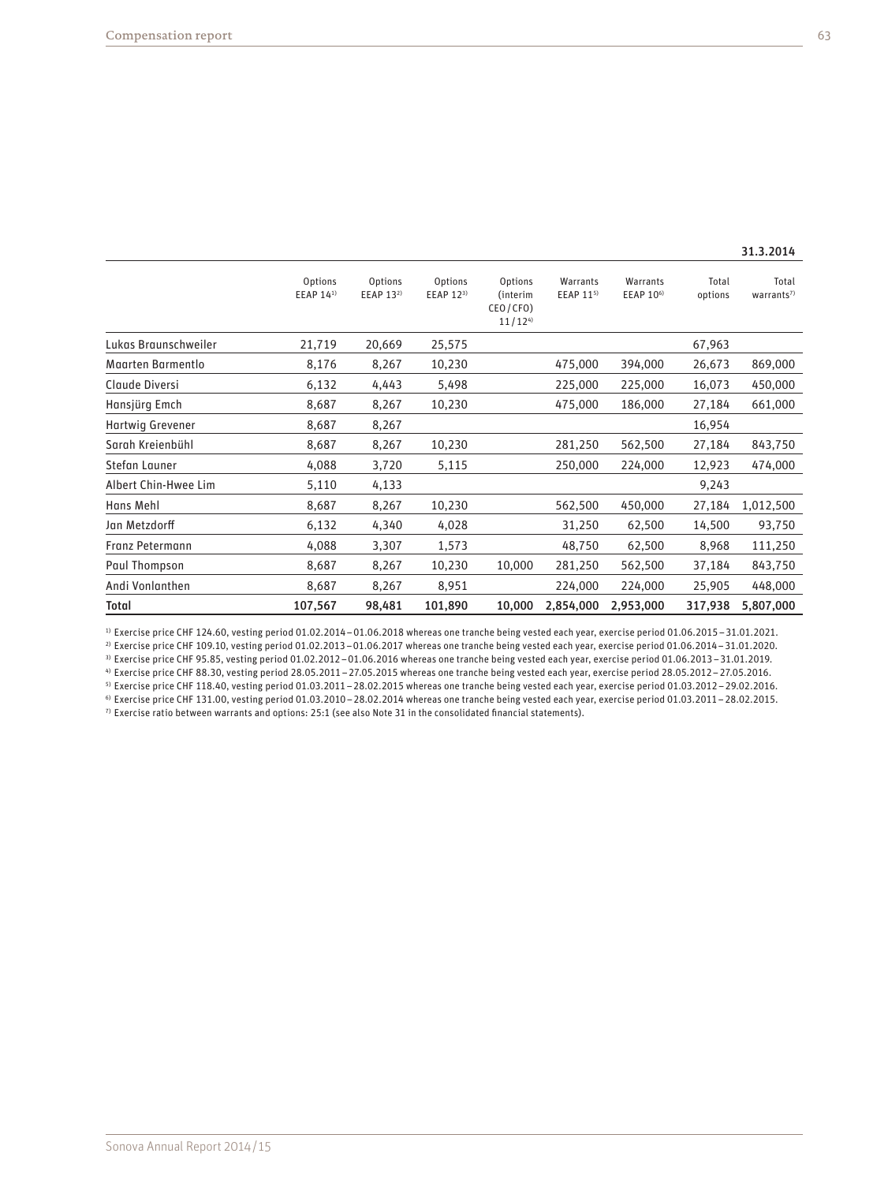**31.3.2014**

| | Options EEAP 14[1] | Options EEAP 13[2] | Options EEAP 12[3] | Options (interim CEO / CFO) 11 / 12[4] | Warrants EEAP 11[5] | Warrants EEAP 10[6] | Total options | Total warrants[7] |
|---|---|---|---|---|---|---|---|---|
| Lukas Braunschweiler | 21,719 | 20,669 | 25,575 | | | | 67,963 | |
| Maarten Barmentlo | 8,176 | 8,267 | 10,230 | | 475,000 | 394,000 | 26,673 | 869,000 |
| Claude Diversi | 6,132 | 4,443 | 5,498 | | 225,000 | 225,000 | 16,073 | 450,000 |
| Hansjürg Emch | 8,687 | 8,267 | 10,230 | | 475,000 | 186,000 | 27,184 | 661,000 |
| Hartwig Grevener | 8,687 | 8,267 | | | | | 16,954 | |
| Sarah Kreienbühl | 8,687 | 8,267 | 10,230 | | 281,250 | 562,500 | 27,184 | 843,750 |
| Stefan Launer | 4,088 | 3,720 | 5,115 | | 250,000 | 224,000 | 12,923 | 474,000 |
| Albert Chin-Hwee Lim | 5,110 | 4,133 | | | | | 9,243 | |
| Hans Mehl | 8,687 | 8,267 | 10,230 | | 562,500 | 450,000 | 27,184 | 1,012,500 |
| Jan Metzdorff | 6,132 | 4,340 | 4,028 | | 31,250 | 62,500 | 14,500 | 93,750 |
| Franz Petermann | 4,088 | 3,307 | 1,573 | | 48,750 | 62,500 | 8,968 | 111,250 |
| Paul Thompson | 8,687 | 8,267 | 10,230 | 10,000 | 281,250 | 562,500 | 37,184 | 843,750 |
| Andi Vonlanthen | 8,687 | 8,267 | 8,951 | | 224,000 | 224,000 | 25,905 | 448,000 |
| **Total** | **107,567** | **98,481** | **101,890** | **10,000** | **2,854,000** | **2,953,000** | **317,938** | **5,807,000** |

[1] Exercise price CHF 124.60, vesting period 01.02.2014 – 01.06.2018 whereas one tranche being vested each year, exercise period 01.06.2015 – 31.01.2021.
[2] Exercise price CHF 109.10, vesting period 01.02.2013 – 01.06.2017 whereas one tranche being vested each year, exercise period 01.06.2014 – 31.01.2020.
[3] Exercise price CHF 95.85, vesting period 01.02.2012 – 01.06.2016 whereas one tranche being vested each year, exercise period 01.06.2013 – 31.01.2019.
[4] Exercise price CHF 88.30, vesting period 28.05.2011 – 27.05.2015 whereas one tranche being vested each year, exercise period 28.05.2012 – 27.05.2016.
[5] Exercise price CHF 118.40, vesting period 01.03.2011 – 28.02.2015 whereas one tranche being vested each year, exercise period 01.03.2012 – 29.02.2016.
[6] Exercise price CHF 131.00, vesting period 01.03.2010 – 28.02.2014 whereas one tranche being vested each year, exercise period 01.03.2011 – 28.02.2015.
[7] Exercise ratio between warrants and options: 25:1 (see also Note 31 in the consolidated financial statements).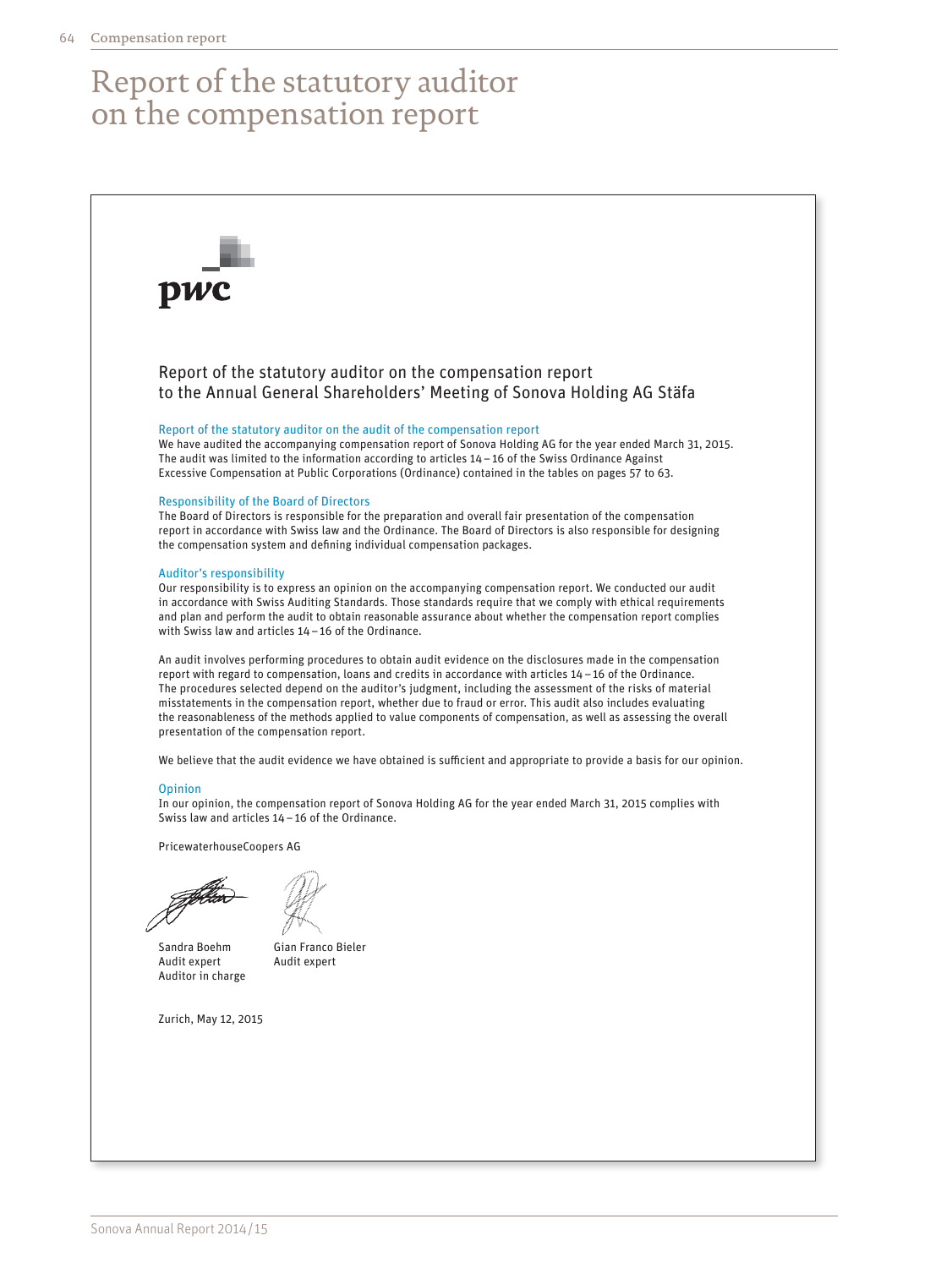# Report of the statutory auditor on the compensation report

pwc

## Report of the statutory auditor on the compensation report to the Annual General Shareholders' Meeting of Sonova Holding AG Stäfa

### Report of the statutory auditor on the audit of the compensation report

We have audited the accompanying compensation report of Sonova Holding AG for the year ended March 31, 2015. The audit was limited to the information according to articles 14 – 16 of the Swiss Ordinance Against Excessive Compensation at Public Corporations (Ordinance) contained in the tables on pages 57 to 63.

### Responsibility of the Board of Directors

The Board of Directors is responsible for the preparation and overall fair presentation of the compensation report in accordance with Swiss law and the Ordinance. The Board of Directors is also responsible for designing the compensation system and defining individual compensation packages.

### Auditor's responsibility

Our responsibility is to express an opinion on the accompanying compensation report. We conducted our audit in accordance with Swiss Auditing Standards. Those standards require that we comply with ethical requirements and plan and perform the audit to obtain reasonable assurance about whether the compensation report complies with Swiss law and articles 14 – 16 of the Ordinance.

An audit involves performing procedures to obtain audit evidence on the disclosures made in the compensation report with regard to compensation, loans and credits in accordance with articles 14 – 16 of the Ordinance. The procedures selected depend on the auditor's judgment, including the assessment of the risks of material misstatements in the compensation report, whether due to fraud or error. This audit also includes evaluating the reasonableness of the methods applied to value components of compensation, as well as assessing the overall presentation of the compensation report.

We believe that the audit evidence we have obtained is sufficient and appropriate to provide a basis for our opinion.

### Opinion

In our opinion, the compensation report of Sonova Holding AG for the year ended March 31, 2015 complies with Swiss law and articles 14 – 16 of the Ordinance.

PricewaterhouseCoopers AG

| | |
|---|---|
| Sandra Boehm | Gian Franco Bieler |
| Audit expert | Audit expert |
| Auditor in charge | |

Zurich, May 12, 2015